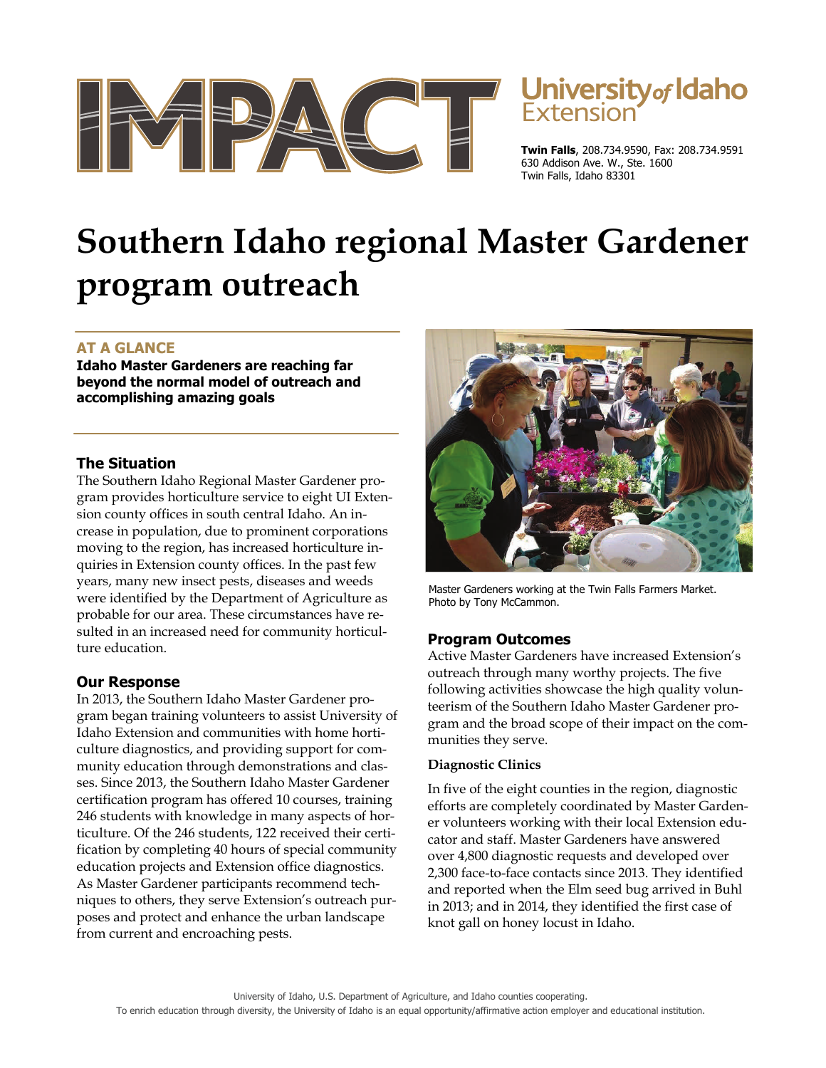IMPACT

University of Idaho Extension

**Twin Falls**, 208.734.9590, Fax: 208.734.9591
630 Addison Ave. W., Ste. 1600
Twin Falls, Idaho 83301

# Southern Idaho regional Master Gardener program outreach

## AT A GLANCE

**Idaho Master Gardeners are reaching far beyond the normal model of outreach and accomplishing amazing goals**

## The Situation

The Southern Idaho Regional Master Gardener program provides horticulture service to eight UI Extension county offices in south central Idaho. An increase in population, due to prominent corporations moving to the region, has increased horticulture inquiries in Extension county offices. In the past few years, many new insect pests, diseases and weeds were identified by the Department of Agriculture as probable for our area. These circumstances have resulted in an increased need for community horticulture education.

## Our Response

In 2013, the Southern Idaho Master Gardener program began training volunteers to assist University of Idaho Extension and communities with home horticulture diagnostics, and providing support for community education through demonstrations and classes. Since 2013, the Southern Idaho Master Gardener certification program has offered 10 courses, training 246 students with knowledge in many aspects of horticulture. Of the 246 students, 122 received their certification by completing 40 hours of special community education projects and Extension office diagnostics. As Master Gardener participants recommend techniques to others, they serve Extension's outreach purposes and protect and enhance the urban landscape from current and encroaching pests.

Master Gardeners working at the Twin Falls Farmers Market. Photo by Tony McCammon.

## Program Outcomes

Active Master Gardeners have increased Extension's outreach through many worthy projects. The five following activities showcase the high quality volunteerism of the Southern Idaho Master Gardener program and the broad scope of their impact on the communities they serve.

### Diagnostic Clinics

In five of the eight counties in the region, diagnostic efforts are completely coordinated by Master Gardener volunteers working with their local Extension educator and staff. Master Gardeners have answered over 4,800 diagnostic requests and developed over 2,300 face-to-face contacts since 2013. They identified and reported when the Elm seed bug arrived in Buhl in 2013; and in 2014, they identified the first case of knot gall on honey locust in Idaho.

University of Idaho, U.S. Department of Agriculture, and Idaho counties cooperating.
To enrich education through diversity, the University of Idaho is an equal opportunity/affirmative action employer and educational institution.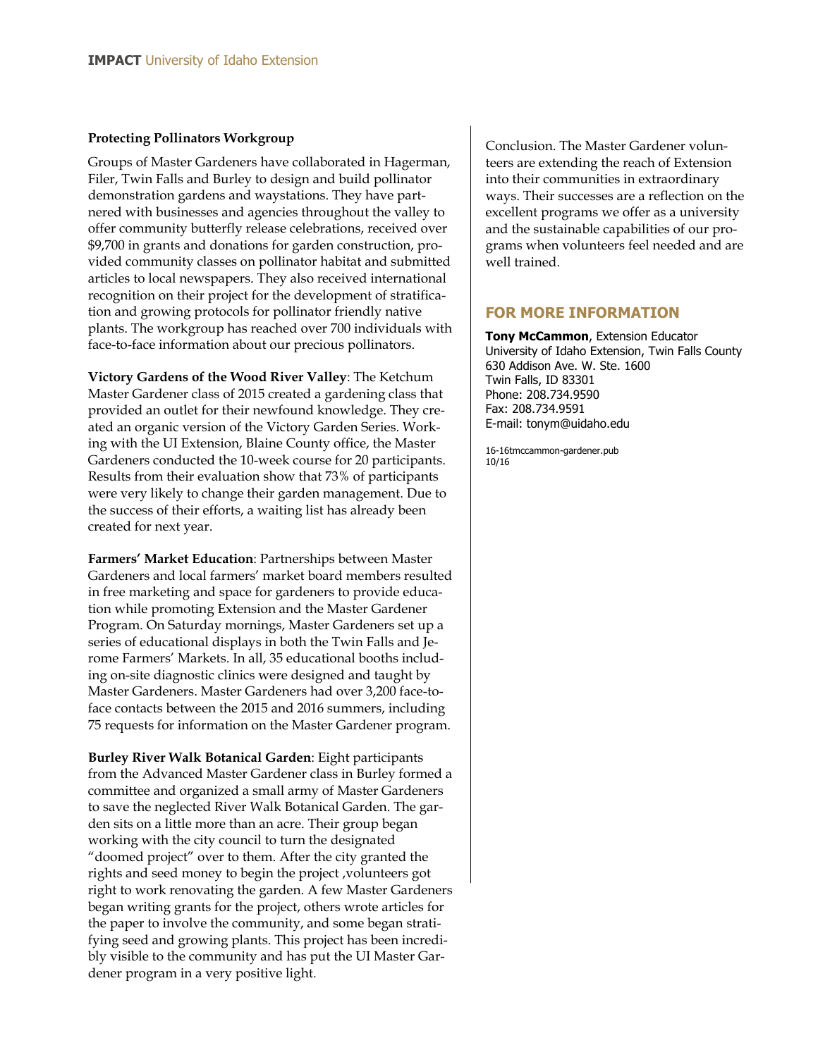**Protecting Pollinators Workgroup**

Groups of Master Gardeners have collaborated in Hagerman, Filer, Twin Falls and Burley to design and build pollinator demonstration gardens and waystations. They have partnered with businesses and agencies throughout the valley to offer community butterfly release celebrations, received over $9,700 in grants and donations for garden construction, provided community classes on pollinator habitat and submitted articles to local newspapers. They also received international recognition on their project for the development of stratification and growing protocols for pollinator friendly native plants. The workgroup has reached over 700 individuals with face-to-face information about our precious pollinators.

**Victory Gardens of the Wood River Valley**: The Ketchum Master Gardener class of 2015 created a gardening class that provided an outlet for their newfound knowledge. They created an organic version of the Victory Garden Series. Working with the UI Extension, Blaine County office, the Master Gardeners conducted the 10-week course for 20 participants. Results from their evaluation show that 73% of participants were very likely to change their garden management. Due to the success of their efforts, a waiting list has already been created for next year.

**Farmers' Market Education**: Partnerships between Master Gardeners and local farmers' market board members resulted in free marketing and space for gardeners to provide education while promoting Extension and the Master Gardener Program. On Saturday mornings, Master Gardeners set up a series of educational displays in both the Twin Falls and Jerome Farmers' Markets. In all, 35 educational booths including on-site diagnostic clinics were designed and taught by Master Gardeners. Master Gardeners had over 3,200 face-to-face contacts between the 2015 and 2016 summers, including 75 requests for information on the Master Gardener program.

**Burley River Walk Botanical Garden**: Eight participants from the Advanced Master Gardener class in Burley formed a committee and organized a small army of Master Gardeners to save the neglected River Walk Botanical Garden. The garden sits on a little more than an acre. Their group began working with the city council to turn the designated "doomed project" over to them. After the city granted the rights and seed money to begin the project ,volunteers got right to work renovating the garden. A few Master Gardeners began writing grants for the project, others wrote articles for the paper to involve the community, and some began stratifying seed and growing plants. This project has been incredibly visible to the community and has put the UI Master Gardener program in a very positive light.

Conclusion. The Master Gardener volunteers are extending the reach of Extension into their communities in extraordinary ways. Their successes are a reflection on the excellent programs we offer as a university and the sustainable capabilities of our programs when volunteers feel needed and are well trained.

## FOR MORE INFORMATION

**Tony McCammon**, Extension Educator
University of Idaho Extension, Twin Falls County
630 Addison Ave. W. Ste. 1600
Twin Falls, ID 83301
Phone: 208.734.9590
Fax: 208.734.9591
E-mail: tonym@uidaho.edu

16-16tmccammon-gardener.pub
10/16